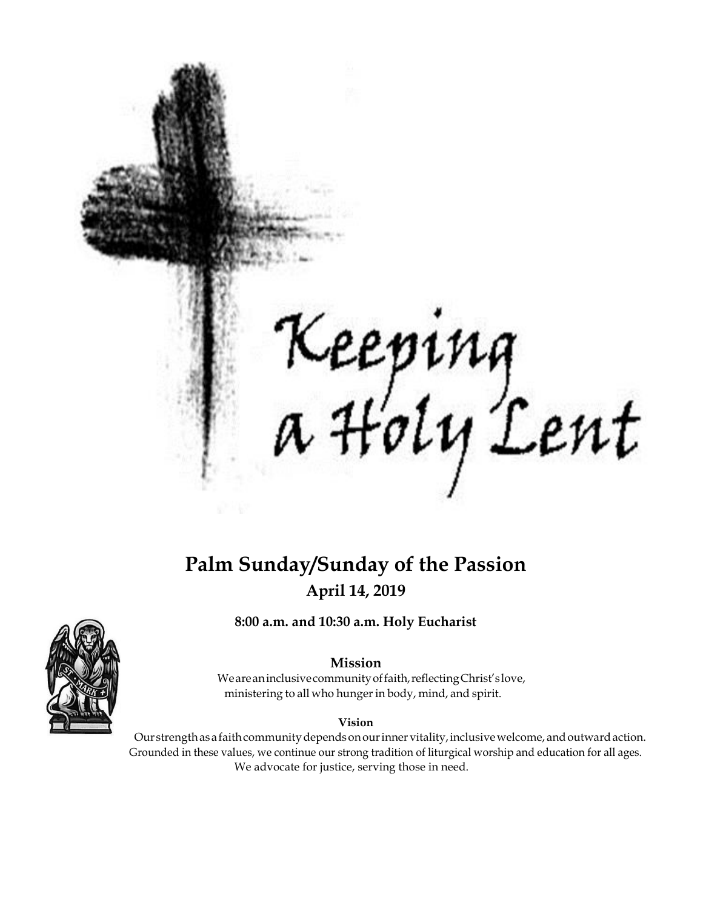Keeping a Holy Lent

# Palm Sunday/Sunday of the Passion

## April 14, 2019

**8:00 a.m. and 10:30 a.m. Holy Eucharist**

### Mission

We are an inclusive community of faith, reflecting Christ's love, ministering to all who hunger in body, mind, and spirit.

**Vision**

Our strength as a faith community depends on our inner vitality, inclusive welcome, and outward action. Grounded in these values, we continue our strong tradition of liturgical worship and education for all ages. We advocate for justice, serving those in need.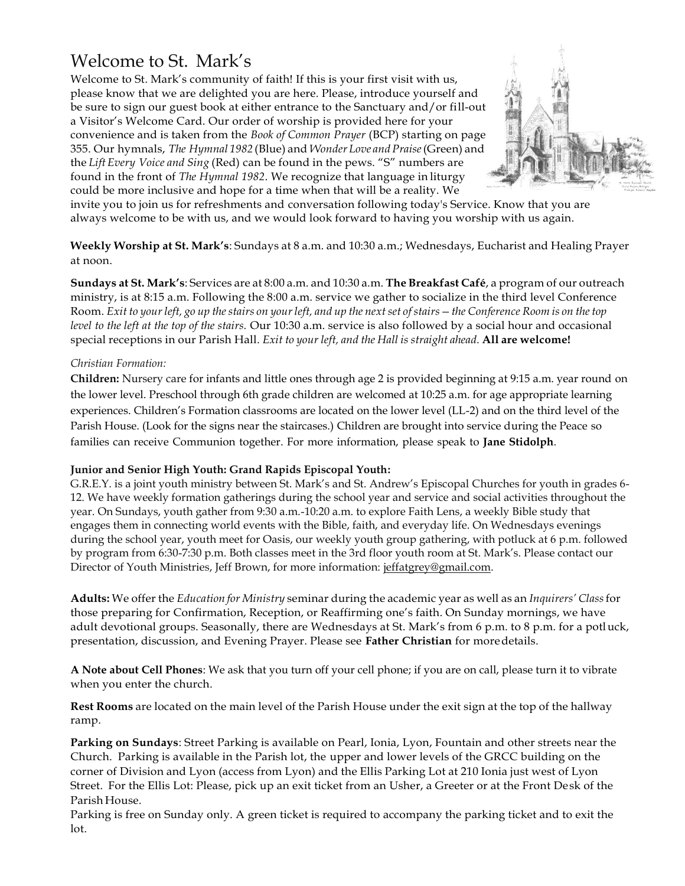# Welcome to St. Mark's

Welcome to St. Mark's community of faith! If this is your first visit with us, please know that we are delighted you are here. Please, introduce yourself and be sure to sign our guest book at either entrance to the Sanctuary and/or fill-out a Visitor's Welcome Card. Our order of worship is provided here for your convenience and is taken from the *Book of Common Prayer* (BCP) starting on page 355. Our hymnals, *The Hymnal 1982* (Blue) and *Wonder Love and Praise* (Green) and the *Lift Every Voice and Sing* (Red) can be found in the pews. "S" numbers are found in the front of *The Hymnal 1982*. We recognize that language in liturgy could be more inclusive and hope for a time when that will be a reality. We invite you to join us for refreshments and conversation following today's Service. Know that you are always welcome to be with us, and we would look forward to having you worship with us again.

**Weekly Worship at St. Mark's**: Sundays at 8 a.m. and 10:30 a.m.; Wednesdays, Eucharist and Healing Prayer at noon.

**Sundays at St. Mark's**: Services are at 8:00 a.m. and 10:30 a.m. **The Breakfast Café**, a program of our outreach ministry, is at 8:15 a.m. Following the 8:00 a.m. service we gather to socialize in the third level Conference Room. *Exit to your left, go up the stairs on your left, and up the next set of stairs – the Conference Room is on the top level to the left at the top of the stairs.* Our 10:30 a.m. service is also followed by a social hour and occasional special receptions in our Parish Hall. *Exit to your left, and the Hall is straight ahead.* **All are welcome!**

*Christian Formation:*

**Children:** Nursery care for infants and little ones through age 2 is provided beginning at 9:15 a.m. year round on the lower level. Preschool through 6th grade children are welcomed at 10:25 a.m. for age appropriate learning experiences. Children's Formation classrooms are located on the lower level (LL-2) and on the third level of the Parish House. (Look for the signs near the staircases.) Children are brought into service during the Peace so families can receive Communion together. For more information, please speak to **Jane Stidolph**.

**Junior and Senior High Youth: Grand Rapids Episcopal Youth:**

G.R.E.Y. is a joint youth ministry between St. Mark's and St. Andrew's Episcopal Churches for youth in grades 6-12. We have weekly formation gatherings during the school year and service and social activities throughout the year. On Sundays, youth gather from 9:30 a.m.-10:20 a.m. to explore Faith Lens, a weekly Bible study that engages them in connecting world events with the Bible, faith, and everyday life. On Wednesdays evenings during the school year, youth meet for Oasis, our weekly youth group gathering, with potluck at 6 p.m. followed by program from 6:30-7:30 p.m. Both classes meet in the 3rd floor youth room at St. Mark's. Please contact our Director of Youth Ministries, Jeff Brown, for more information: jeffatgrey@gmail.com.

**Adults:** We offer the *Education for Ministry* seminar during the academic year as well as an *Inquirers' Class* for those preparing for Confirmation, Reception, or Reaffirming one's faith. On Sunday mornings, we have adult devotional groups. Seasonally, there are Wednesdays at St. Mark's from 6 p.m. to 8 p.m. for a potluck, presentation, discussion, and Evening Prayer. Please see **Father Christian** for more details.

**A Note about Cell Phones**: We ask that you turn off your cell phone; if you are on call, please turn it to vibrate when you enter the church.

**Rest Rooms** are located on the main level of the Parish House under the exit sign at the top of the hallway ramp.

**Parking on Sundays**: Street Parking is available on Pearl, Ionia, Lyon, Fountain and other streets near the Church. Parking is available in the Parish lot, the upper and lower levels of the GRCC building on the corner of Division and Lyon (access from Lyon) and the Ellis Parking Lot at 210 Ionia just west of Lyon Street. For the Ellis Lot: Please, pick up an exit ticket from an Usher, a Greeter or at the Front Desk of the Parish House.

Parking is free on Sunday only. A green ticket is required to accompany the parking ticket and to exit the lot.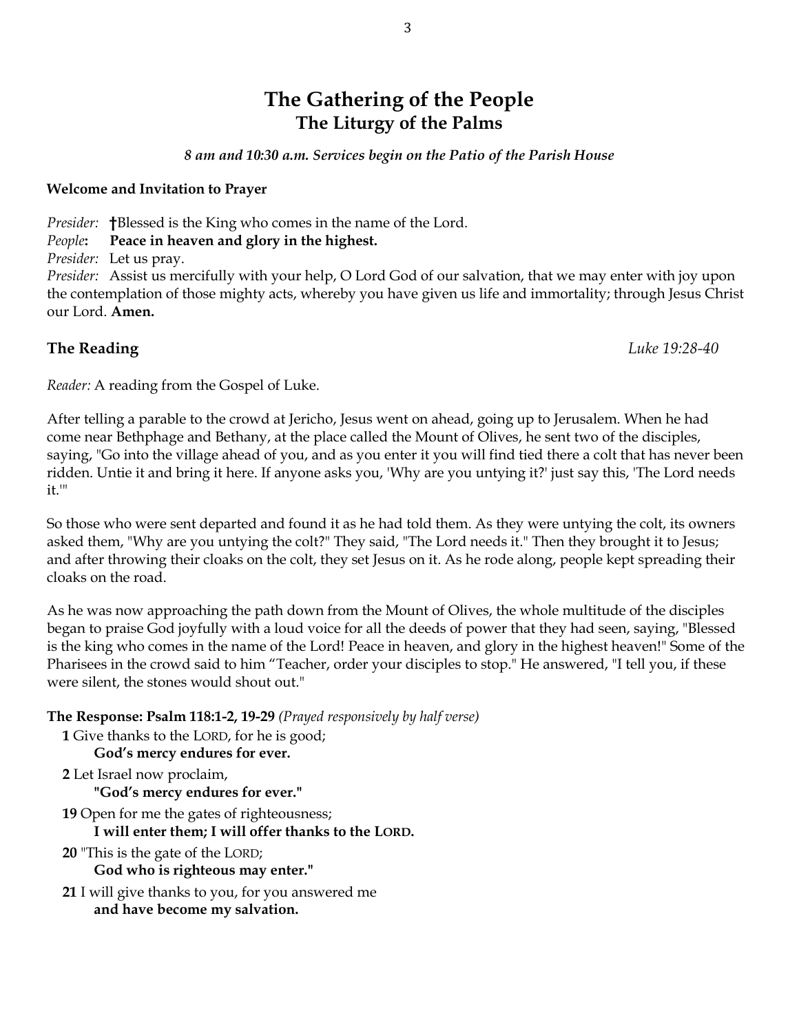# The Gathering of the People
## The Liturgy of the Palms

*8 am and 10:30 a.m. Services begin on the Patio of the Parish House*

**Welcome and Invitation to Prayer**

*Presider:* **†**Blessed is the King who comes in the name of the Lord.
*People***:** **Peace in heaven and glory in the highest.**
*Presider:* Let us pray.
*Presider:* Assist us mercifully with your help, O Lord God of our salvation, that we may enter with joy upon the contemplation of those mighty acts, whereby you have given us life and immortality; through Jesus Christ our Lord. **Amen.**

### The Reading *Luke 19:28-40*

*Reader:* A reading from the Gospel of Luke.

After telling a parable to the crowd at Jericho, Jesus went on ahead, going up to Jerusalem. When he had come near Bethphage and Bethany, at the place called the Mount of Olives, he sent two of the disciples, saying, "Go into the village ahead of you, and as you enter it you will find tied there a colt that has never been ridden. Untie it and bring it here. If anyone asks you, 'Why are you untying it?' just say this, 'The Lord needs it.'"

So those who were sent departed and found it as he had told them. As they were untying the colt, its owners asked them, "Why are you untying the colt?" They said, "The Lord needs it." Then they brought it to Jesus; and after throwing their cloaks on the colt, they set Jesus on it. As he rode along, people kept spreading their cloaks on the road.

As he was now approaching the path down from the Mount of Olives, the whole multitude of the disciples began to praise God joyfully with a loud voice for all the deeds of power that they had seen, saying, "Blessed is the king who comes in the name of the Lord! Peace in heaven, and glory in the highest heaven!" Some of the Pharisees in the crowd said to him "Teacher, order your disciples to stop." He answered, "I tell you, if these were silent, the stones would shout out."

**The Response: Psalm 118:1-2, 19-29** *(Prayed responsively by half verse)*

**1** Give thanks to the LORD, for he is good;
  **God's mercy endures for ever.**

**2** Let Israel now proclaim,
  **"God's mercy endures for ever."**

**19** Open for me the gates of righteousness;
  **I will enter them; I will offer thanks to the LORD.**

**20** "This is the gate of the LORD;
  **God who is righteous may enter."**

**21** I will give thanks to you, for you answered me
  **and have become my salvation.**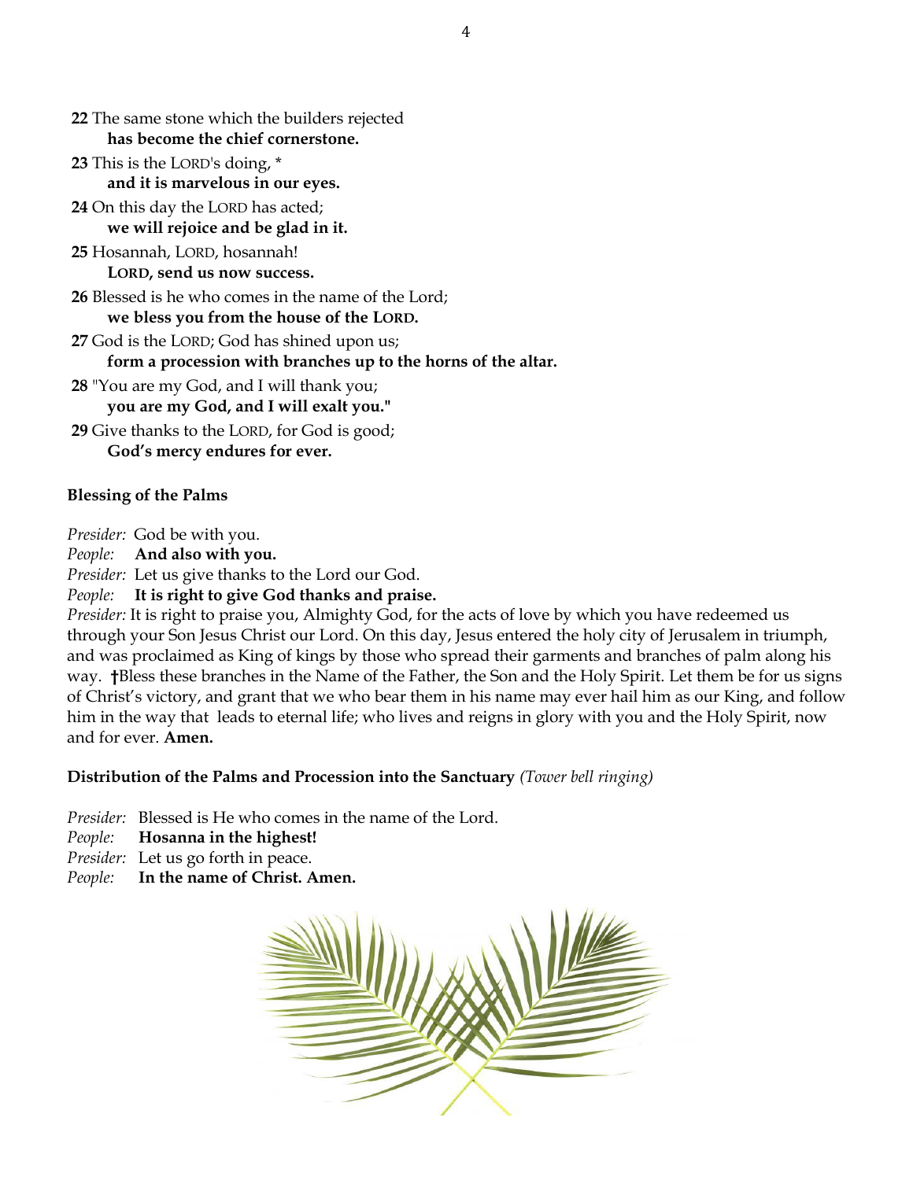**22** The same stone which the builders rejected
  **has become the chief cornerstone.**

**23** This is the LORD's doing, *
  **and it is marvelous in our eyes.**

**24** On this day the LORD has acted;
  **we will rejoice and be glad in it.**

**25** Hosannah, LORD, hosannah!
  **LORD, send us now success.**

**26** Blessed is he who comes in the name of the Lord;
  **we bless you from the house of the LORD.**

**27** God is the LORD; God has shined upon us;
  **form a procession with branches up to the horns of the altar.**

**28** "You are my God, and I will thank you;
  **you are my God, and I will exalt you."**

**29** Give thanks to the LORD, for God is good;
  **God's mercy endures for ever.**

**Blessing of the Palms**

*Presider:* God be with you.
*People:* **And also with you.**
*Presider:* Let us give thanks to the Lord our God.
*People:* **It is right to give God thanks and praise.**
*Presider:* It is right to praise you, Almighty God, for the acts of love by which you have redeemed us through your Son Jesus Christ our Lord. On this day, Jesus entered the holy city of Jerusalem in triumph, and was proclaimed as King of kings by those who spread their garments and branches of palm along his way. **†**Bless these branches in the Name of the Father, the Son and the Holy Spirit. Let them be for us signs of Christ's victory, and grant that we who bear them in his name may ever hail him as our King, and follow him in the way that leads to eternal life; who lives and reigns in glory with you and the Holy Spirit, now and for ever. **Amen.**

**Distribution of the Palms and Procession into the Sanctuary** *(Tower bell ringing)*

*Presider:* Blessed is He who comes in the name of the Lord.
*People:* **Hosanna in the highest!**
*Presider:* Let us go forth in peace.
*People:* **In the name of Christ. Amen.**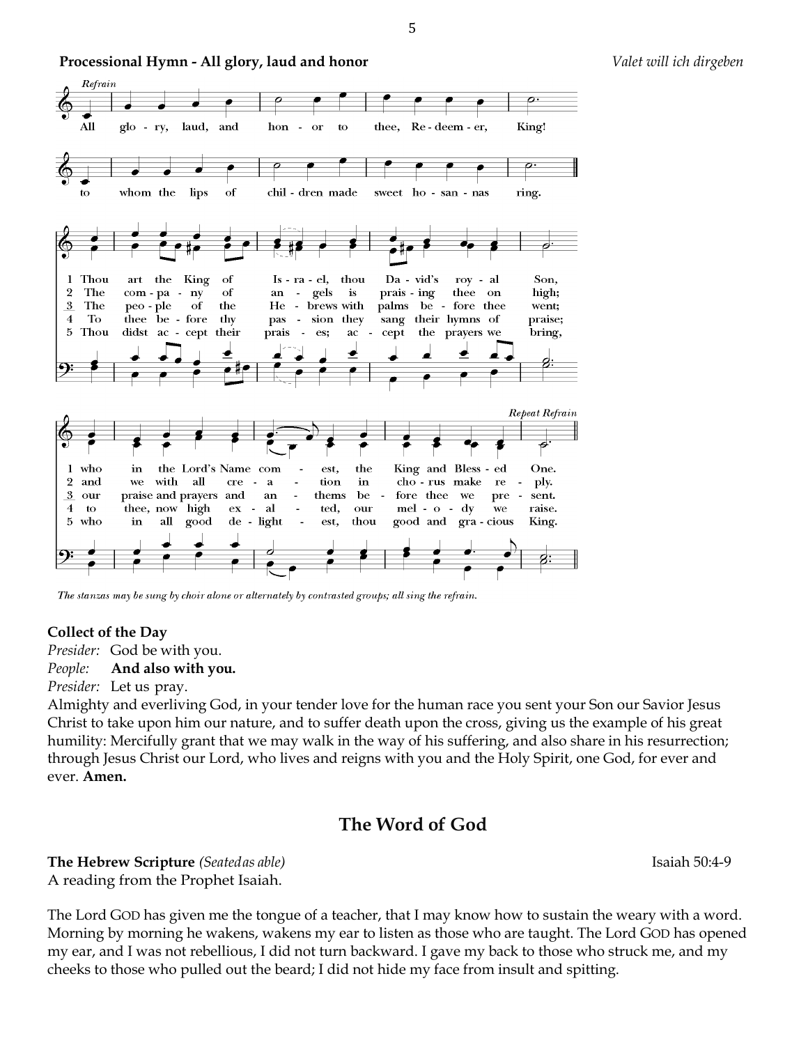**Processional Hymn - All glory, laud and honor** *Valet will ich dirgeben*

*Refrain*

All glory, laud, and honor to thee, Redeemer, King!
to whom the lips of children made sweet hosannas ring.

1 Thou art the King of Israel, thou David's royal Son,
who in the Lord's Name comest, the King and Blessed One.

2 The company of angels is praising thee on high;
and we with all creation in chorus make reply.

3 The people of the Hebrews with palms before thee went;
our praise and prayers and anthems before thee we present.

4 To thee before thy passion they sang their hymns of praise;
to thee, now high exalted, our melody we raise.

5 Thou didst accept their praises; accept the prayers we bring,
who in all good delightest, thou good and gracious King.

*Repeat Refrain*

*The stanzas may be sung by choir alone or alternately by contrasted groups; all sing the refrain.*

**Collect of the Day**

*Presider:* God be with you.
*People:* **And also with you.**
*Presider:* Let us pray.

Almighty and everliving God, in your tender love for the human race you sent your Son our Savior Jesus Christ to take upon him our nature, and to suffer death upon the cross, giving us the example of his great humility: Mercifully grant that we may walk in the way of his suffering, and also share in his resurrection; through Jesus Christ our Lord, who lives and reigns with you and the Holy Spirit, one God, for ever and ever. **Amen.**

## The Word of God

**The Hebrew Scripture** *(Seated as able)* Isaiah 50:4-9
A reading from the Prophet Isaiah.

The Lord GOD has given me the tongue of a teacher, that I may know how to sustain the weary with a word. Morning by morning he wakens, wakens my ear to listen as those who are taught. The Lord GOD has opened my ear, and I was not rebellious, I did not turn backward. I gave my back to those who struck me, and my cheeks to those who pulled out the beard; I did not hide my face from insult and spitting.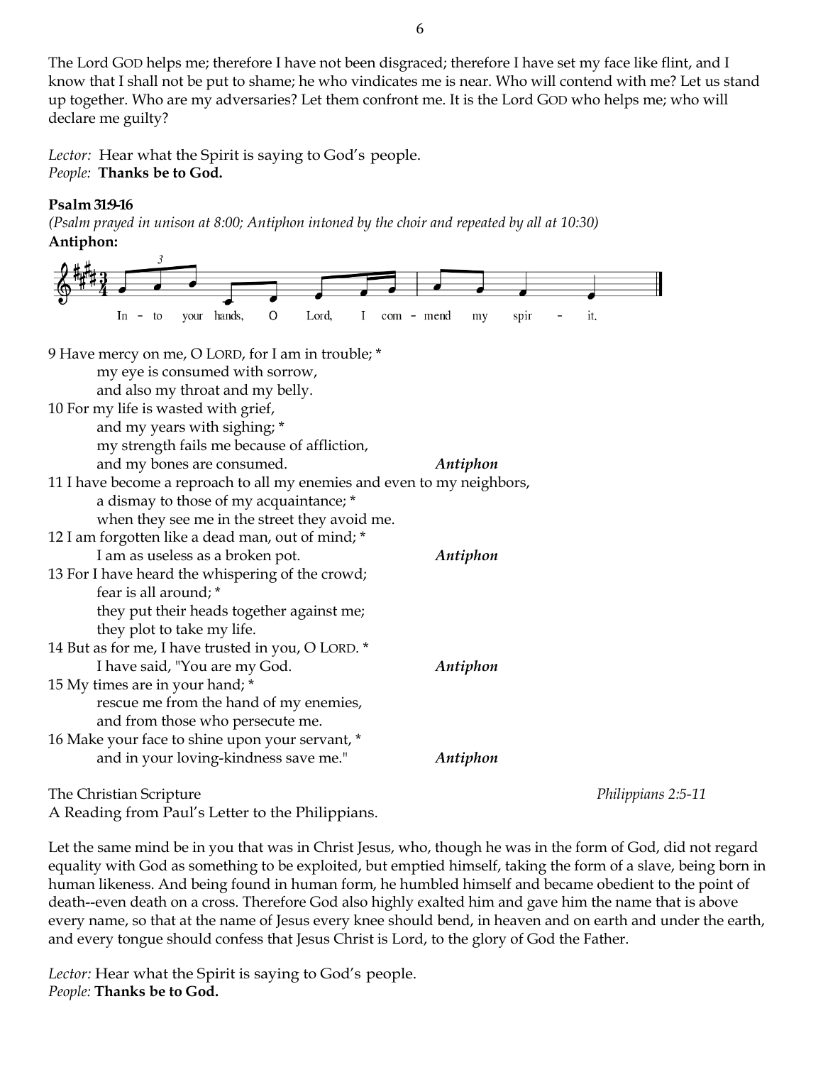The Lord GOD helps me; therefore I have not been disgraced; therefore I have set my face like flint, and I know that I shall not be put to shame; he who vindicates me is near. Who will contend with me? Let us stand up together. Who are my adversaries? Let them confront me. It is the Lord GOD who helps me; who will declare me guilty?

*Lector:* Hear what the Spirit is saying to God's people.
*People:* **Thanks be to God.**

**Psalm 31:9-16**

*(Psalm prayed in unison at 8:00; Antiphon intoned by the choir and repeated by all at 10:30)*

**Antiphon:**

In - to your hands, O Lord, I com - mend my spir - it.

9 Have mercy on me, O LORD, for I am in trouble; *
 my eye is consumed with sorrow,
 and also my throat and my belly.
10 For my life is wasted with grief,
 and my years with sighing; *
 my strength fails me because of affliction,
 and my bones are consumed. ***Antiphon***
11 I have become a reproach to all my enemies and even to my neighbors,
 a dismay to those of my acquaintance; *
 when they see me in the street they avoid me.
12 I am forgotten like a dead man, out of mind; *
 I am as useless as a broken pot. ***Antiphon***
13 For I have heard the whispering of the crowd;
 fear is all around; *
 they put their heads together against me;
 they plot to take my life.
14 But as for me, I have trusted in you, O LORD. *
 I have said, "You are my God. ***Antiphon***
15 My times are in your hand; *
 rescue me from the hand of my enemies,
 and from those who persecute me.
16 Make your face to shine upon your servant, *
 and in your loving-kindness save me." ***Antiphon***

The Christian Scripture *Philippians 2:5-11*
A Reading from Paul's Letter to the Philippians.

Let the same mind be in you that was in Christ Jesus, who, though he was in the form of God, did not regard equality with God as something to be exploited, but emptied himself, taking the form of a slave, being born in human likeness. And being found in human form, he humbled himself and became obedient to the point of death--even death on a cross. Therefore God also highly exalted him and gave him the name that is above every name, so that at the name of Jesus every knee should bend, in heaven and on earth and under the earth, and every tongue should confess that Jesus Christ is Lord, to the glory of God the Father.

*Lector:* Hear what the Spirit is saying to God's people.
*People:* **Thanks be to God.**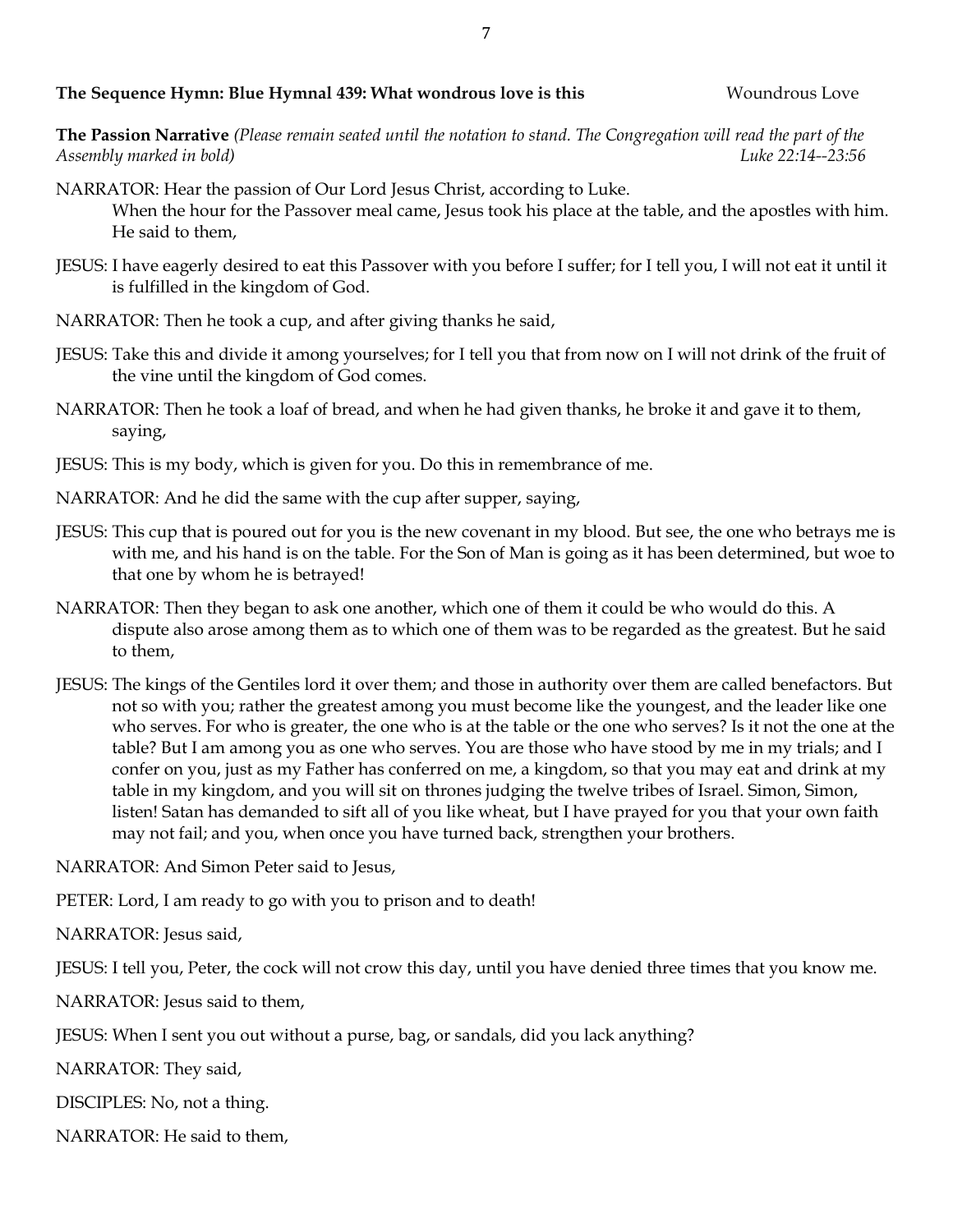**The Sequence Hymn: Blue Hymnal 439: What wondrous love is this** Woundrous Love

**The Passion Narrative** *(Please remain seated until the notation to stand. The Congregation will read the part of the Assembly marked in bold)* *Luke 22:14--23:56*

NARRATOR: Hear the passion of Our Lord Jesus Christ, according to Luke.
When the hour for the Passover meal came, Jesus took his place at the table, and the apostles with him. He said to them,

JESUS: I have eagerly desired to eat this Passover with you before I suffer; for I tell you, I will not eat it until it is fulfilled in the kingdom of God.

NARRATOR: Then he took a cup, and after giving thanks he said,

JESUS: Take this and divide it among yourselves; for I tell you that from now on I will not drink of the fruit of the vine until the kingdom of God comes.

NARRATOR: Then he took a loaf of bread, and when he had given thanks, he broke it and gave it to them, saying,

JESUS: This is my body, which is given for you. Do this in remembrance of me.

NARRATOR: And he did the same with the cup after supper, saying,

JESUS: This cup that is poured out for you is the new covenant in my blood. But see, the one who betrays me is with me, and his hand is on the table. For the Son of Man is going as it has been determined, but woe to that one by whom he is betrayed!

NARRATOR: Then they began to ask one another, which one of them it could be who would do this. A dispute also arose among them as to which one of them was to be regarded as the greatest. But he said to them,

JESUS: The kings of the Gentiles lord it over them; and those in authority over them are called benefactors. But not so with you; rather the greatest among you must become like the youngest, and the leader like one who serves. For who is greater, the one who is at the table or the one who serves? Is it not the one at the table? But I am among you as one who serves. You are those who have stood by me in my trials; and I confer on you, just as my Father has conferred on me, a kingdom, so that you may eat and drink at my table in my kingdom, and you will sit on thrones judging the twelve tribes of Israel. Simon, Simon, listen! Satan has demanded to sift all of you like wheat, but I have prayed for you that your own faith may not fail; and you, when once you have turned back, strengthen your brothers.

NARRATOR: And Simon Peter said to Jesus,

PETER: Lord, I am ready to go with you to prison and to death!

NARRATOR: Jesus said,

JESUS: I tell you, Peter, the cock will not crow this day, until you have denied three times that you know me.

NARRATOR: Jesus said to them,

JESUS: When I sent you out without a purse, bag, or sandals, did you lack anything?

NARRATOR: They said,

DISCIPLES: No, not a thing.

NARRATOR: He said to them,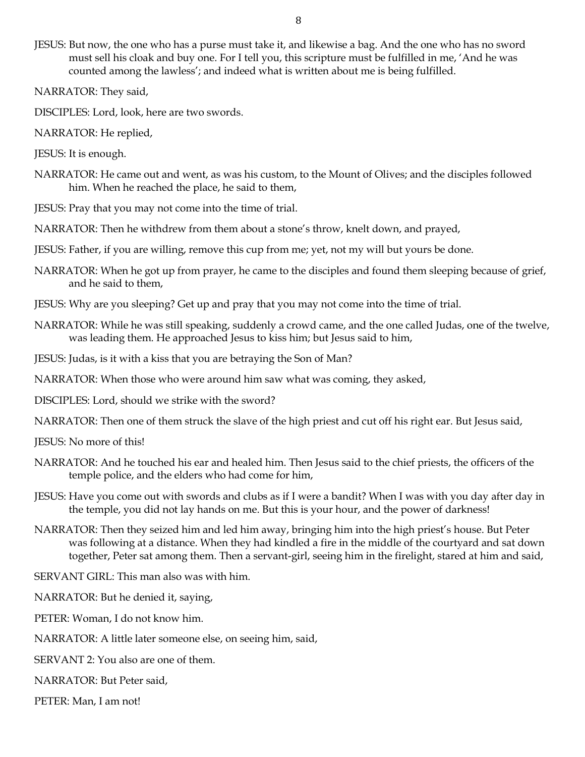JESUS: But now, the one who has a purse must take it, and likewise a bag. And the one who has no sword must sell his cloak and buy one. For I tell you, this scripture must be fulfilled in me, 'And he was counted among the lawless'; and indeed what is written about me is being fulfilled.

NARRATOR: They said,

DISCIPLES: Lord, look, here are two swords.

NARRATOR: He replied,

JESUS: It is enough.

NARRATOR: He came out and went, as was his custom, to the Mount of Olives; and the disciples followed him. When he reached the place, he said to them,

JESUS: Pray that you may not come into the time of trial.

NARRATOR: Then he withdrew from them about a stone's throw, knelt down, and prayed,

JESUS: Father, if you are willing, remove this cup from me; yet, not my will but yours be done.

NARRATOR: When he got up from prayer, he came to the disciples and found them sleeping because of grief, and he said to them,

JESUS: Why are you sleeping? Get up and pray that you may not come into the time of trial.

NARRATOR: While he was still speaking, suddenly a crowd came, and the one called Judas, one of the twelve, was leading them. He approached Jesus to kiss him; but Jesus said to him,

JESUS: Judas, is it with a kiss that you are betraying the Son of Man?

NARRATOR: When those who were around him saw what was coming, they asked,

DISCIPLES: Lord, should we strike with the sword?

NARRATOR: Then one of them struck the slave of the high priest and cut off his right ear. But Jesus said,

JESUS: No more of this!

NARRATOR: And he touched his ear and healed him. Then Jesus said to the chief priests, the officers of the temple police, and the elders who had come for him,

JESUS: Have you come out with swords and clubs as if I were a bandit? When I was with you day after day in the temple, you did not lay hands on me. But this is your hour, and the power of darkness!

NARRATOR: Then they seized him and led him away, bringing him into the high priest's house. But Peter was following at a distance. When they had kindled a fire in the middle of the courtyard and sat down together, Peter sat among them. Then a servant-girl, seeing him in the firelight, stared at him and said,

SERVANT GIRL: This man also was with him.

NARRATOR: But he denied it, saying,

PETER: Woman, I do not know him.

NARRATOR: A little later someone else, on seeing him, said,

SERVANT 2: You also are one of them.

NARRATOR: But Peter said,

PETER: Man, I am not!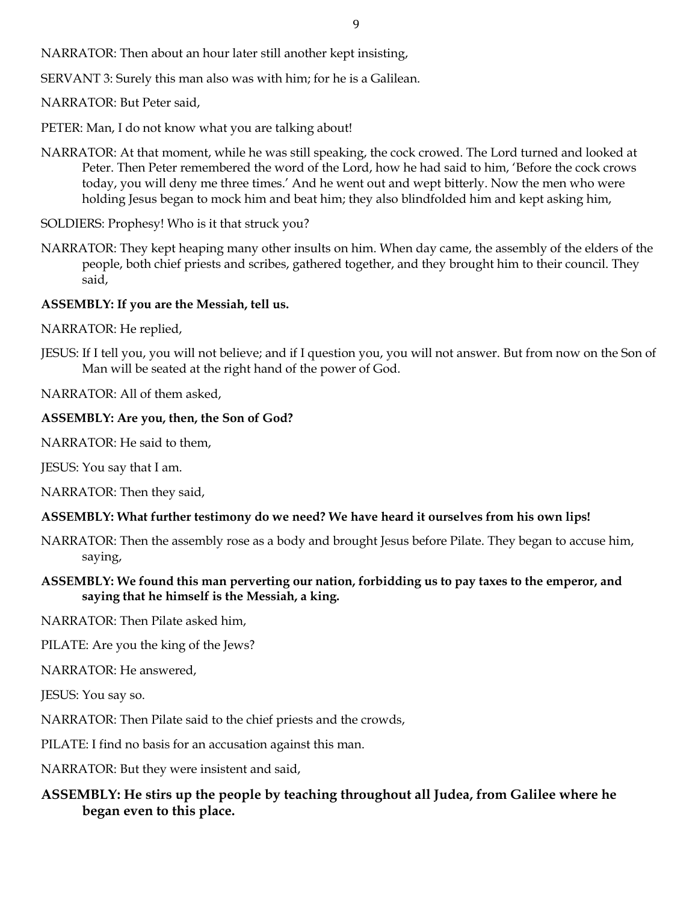NARRATOR: Then about an hour later still another kept insisting,

SERVANT 3: Surely this man also was with him; for he is a Galilean.

NARRATOR: But Peter said,

PETER: Man, I do not know what you are talking about!

NARRATOR: At that moment, while he was still speaking, the cock crowed. The Lord turned and looked at Peter. Then Peter remembered the word of the Lord, how he had said to him, 'Before the cock crows today, you will deny me three times.' And he went out and wept bitterly. Now the men who were holding Jesus began to mock him and beat him; they also blindfolded him and kept asking him,

SOLDIERS: Prophesy! Who is it that struck you?

NARRATOR: They kept heaping many other insults on him. When day came, the assembly of the elders of the people, both chief priests and scribes, gathered together, and they brought him to their council. They said,

**ASSEMBLY: If you are the Messiah, tell us.**

NARRATOR: He replied,

JESUS: If I tell you, you will not believe; and if I question you, you will not answer. But from now on the Son of Man will be seated at the right hand of the power of God.

NARRATOR: All of them asked,

**ASSEMBLY: Are you, then, the Son of God?**

NARRATOR: He said to them,

JESUS: You say that I am.

NARRATOR: Then they said,

**ASSEMBLY: What further testimony do we need? We have heard it ourselves from his own lips!**

NARRATOR: Then the assembly rose as a body and brought Jesus before Pilate. They began to accuse him, saying,

**ASSEMBLY: We found this man perverting our nation, forbidding us to pay taxes to the emperor, and saying that he himself is the Messiah, a king.**

NARRATOR: Then Pilate asked him,

PILATE: Are you the king of the Jews?

NARRATOR: He answered,

JESUS: You say so.

NARRATOR: Then Pilate said to the chief priests and the crowds,

PILATE: I find no basis for an accusation against this man.

NARRATOR: But they were insistent and said,

**ASSEMBLY: He stirs up the people by teaching throughout all Judea, from Galilee where he began even to this place.**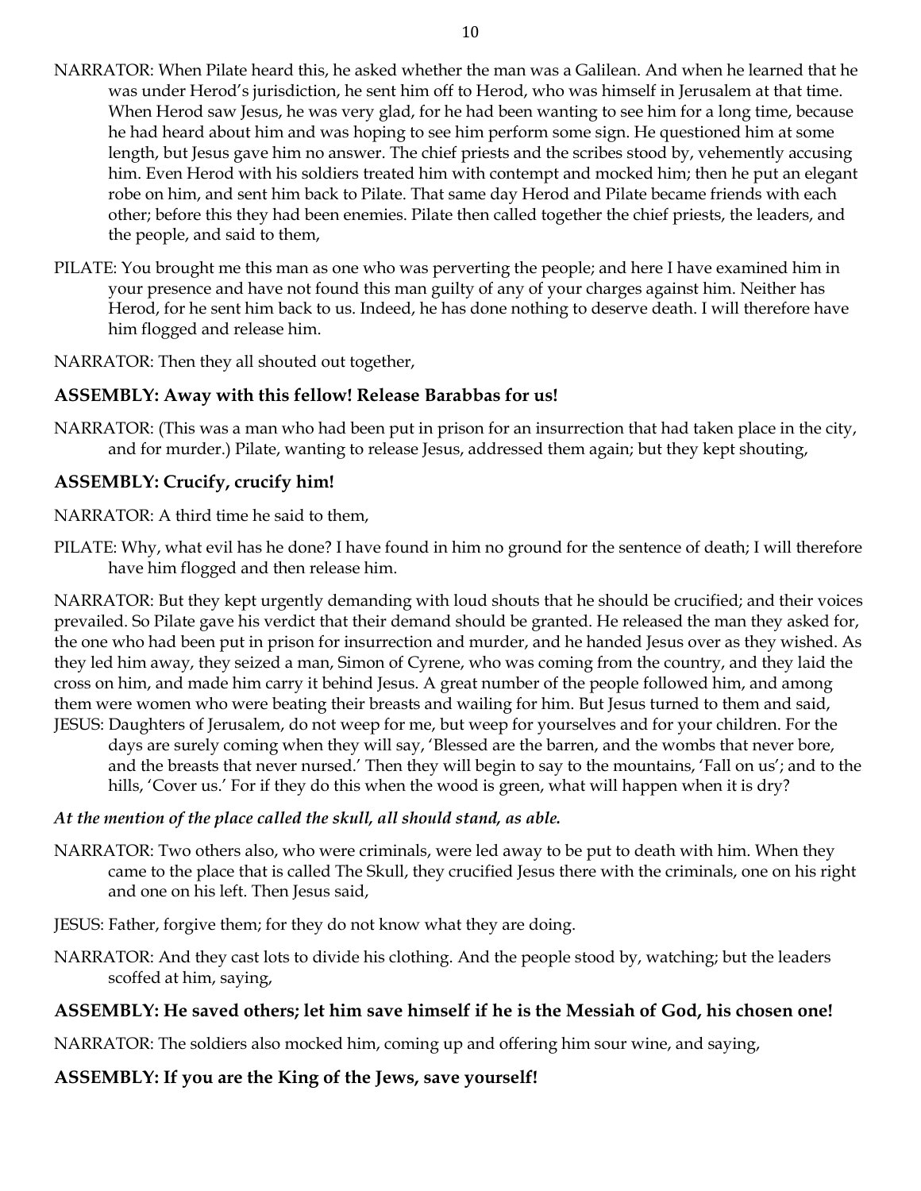NARRATOR: When Pilate heard this, he asked whether the man was a Galilean. And when he learned that he was under Herod's jurisdiction, he sent him off to Herod, who was himself in Jerusalem at that time. When Herod saw Jesus, he was very glad, for he had been wanting to see him for a long time, because he had heard about him and was hoping to see him perform some sign. He questioned him at some length, but Jesus gave him no answer. The chief priests and the scribes stood by, vehemently accusing him. Even Herod with his soldiers treated him with contempt and mocked him; then he put an elegant robe on him, and sent him back to Pilate. That same day Herod and Pilate became friends with each other; before this they had been enemies. Pilate then called together the chief priests, the leaders, and the people, and said to them,

PILATE: You brought me this man as one who was perverting the people; and here I have examined him in your presence and have not found this man guilty of any of your charges against him. Neither has Herod, for he sent him back to us. Indeed, he has done nothing to deserve death. I will therefore have him flogged and release him.

NARRATOR: Then they all shouted out together,

**ASSEMBLY: Away with this fellow! Release Barabbas for us!**

NARRATOR: (This was a man who had been put in prison for an insurrection that had taken place in the city, and for murder.) Pilate, wanting to release Jesus, addressed them again; but they kept shouting,

**ASSEMBLY: Crucify, crucify him!**

NARRATOR: A third time he said to them,

PILATE: Why, what evil has he done? I have found in him no ground for the sentence of death; I will therefore have him flogged and then release him.

NARRATOR: But they kept urgently demanding with loud shouts that he should be crucified; and their voices prevailed. So Pilate gave his verdict that their demand should be granted. He released the man they asked for, the one who had been put in prison for insurrection and murder, and he handed Jesus over as they wished. As they led him away, they seized a man, Simon of Cyrene, who was coming from the country, and they laid the cross on him, and made him carry it behind Jesus. A great number of the people followed him, and among them were women who were beating their breasts and wailing for him. But Jesus turned to them and said,

JESUS: Daughters of Jerusalem, do not weep for me, but weep for yourselves and for your children. For the days are surely coming when they will say, 'Blessed are the barren, and the wombs that never bore, and the breasts that never nursed.' Then they will begin to say to the mountains, 'Fall on us'; and to the hills, 'Cover us.' For if they do this when the wood is green, what will happen when it is dry?

***At the mention of the place called the skull, all should stand, as able.***

NARRATOR: Two others also, who were criminals, were led away to be put to death with him. When they came to the place that is called The Skull, they crucified Jesus there with the criminals, one on his right and one on his left. Then Jesus said,

JESUS: Father, forgive them; for they do not know what they are doing.

NARRATOR: And they cast lots to divide his clothing. And the people stood by, watching; but the leaders scoffed at him, saying,

**ASSEMBLY: He saved others; let him save himself if he is the Messiah of God, his chosen one!**

NARRATOR: The soldiers also mocked him, coming up and offering him sour wine, and saying,

**ASSEMBLY: If you are the King of the Jews, save yourself!**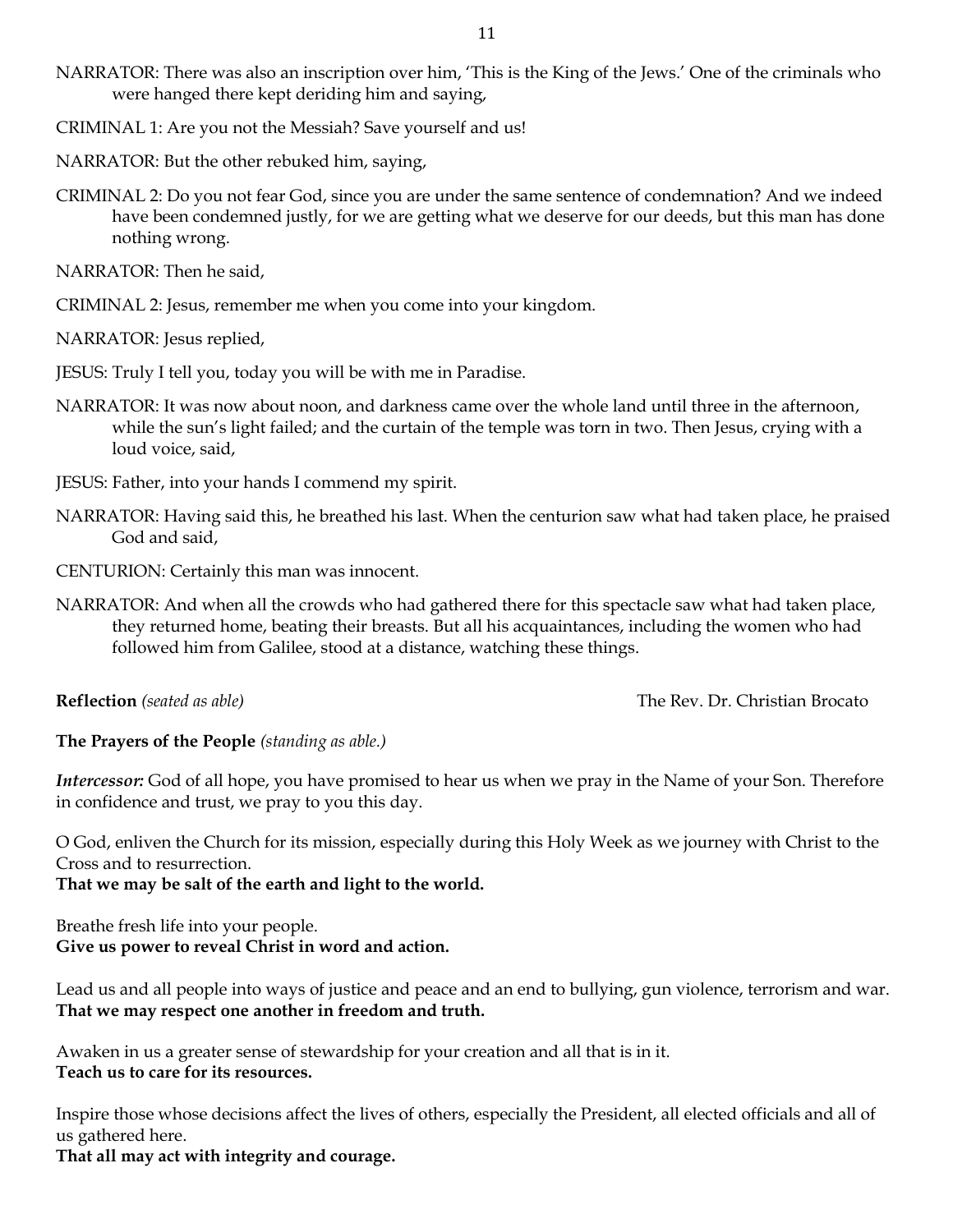NARRATOR: There was also an inscription over him, 'This is the King of the Jews.' One of the criminals who were hanged there kept deriding him and saying,

CRIMINAL 1: Are you not the Messiah? Save yourself and us!

NARRATOR: But the other rebuked him, saying,

CRIMINAL 2: Do you not fear God, since you are under the same sentence of condemnation? And we indeed have been condemned justly, for we are getting what we deserve for our deeds, but this man has done nothing wrong.

NARRATOR: Then he said,

CRIMINAL 2: Jesus, remember me when you come into your kingdom.

NARRATOR: Jesus replied,

JESUS: Truly I tell you, today you will be with me in Paradise.

NARRATOR: It was now about noon, and darkness came over the whole land until three in the afternoon, while the sun's light failed; and the curtain of the temple was torn in two. Then Jesus, crying with a loud voice, said,

JESUS: Father, into your hands I commend my spirit.

NARRATOR: Having said this, he breathed his last. When the centurion saw what had taken place, he praised God and said,

CENTURION: Certainly this man was innocent.

NARRATOR: And when all the crowds who had gathered there for this spectacle saw what had taken place, they returned home, beating their breasts. But all his acquaintances, including the women who had followed him from Galilee, stood at a distance, watching these things.

**Reflection** *(seated as able)* The Rev. Dr. Christian Brocato

**The Prayers of the People** *(standing as able.)*

***Intercessor:*** God of all hope, you have promised to hear us when we pray in the Name of your Son. Therefore in confidence and trust, we pray to you this day.

O God, enliven the Church for its mission, especially during this Holy Week as we journey with Christ to the Cross and to resurrection.
**That we may be salt of the earth and light to the world.**

Breathe fresh life into your people.
**Give us power to reveal Christ in word and action.**

Lead us and all people into ways of justice and peace and an end to bullying, gun violence, terrorism and war.
**That we may respect one another in freedom and truth.**

Awaken in us a greater sense of stewardship for your creation and all that is in it.
**Teach us to care for its resources.**

Inspire those whose decisions affect the lives of others, especially the President, all elected officials and all of us gathered here.
**That all may act with integrity and courage.**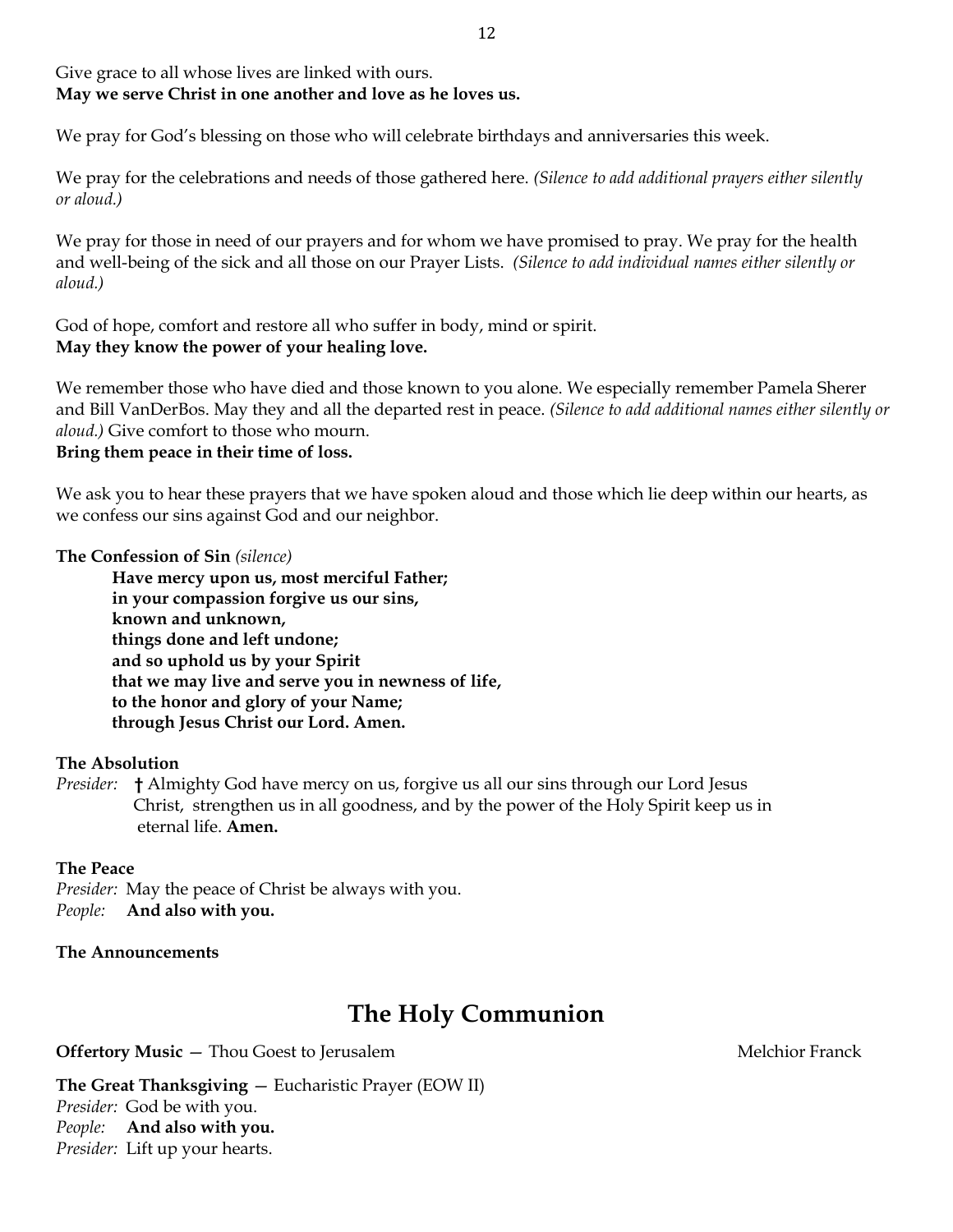Give grace to all whose lives are linked with ours.
**May we serve Christ in one another and love as he loves us.**

We pray for God's blessing on those who will celebrate birthdays and anniversaries this week.

We pray for the celebrations and needs of those gathered here. *(Silence to add additional prayers either silently or aloud.)*

We pray for those in need of our prayers and for whom we have promised to pray. We pray for the health and well-being of the sick and all those on our Prayer Lists. *(Silence to add individual names either silently or aloud.)*

God of hope, comfort and restore all who suffer in body, mind or spirit.
**May they know the power of your healing love.**

We remember those who have died and those known to you alone. We especially remember Pamela Sherer and Bill VanDerBos. May they and all the departed rest in peace. *(Silence to add additional names either silently or aloud.)* Give comfort to those who mourn.
**Bring them peace in their time of loss.**

We ask you to hear these prayers that we have spoken aloud and those which lie deep within our hearts, as we confess our sins against God and our neighbor.

**The Confession of Sin** *(silence)*

> **Have mercy upon us, most merciful Father;**
> **in your compassion forgive us our sins,**
> **known and unknown,**
> **things done and left undone;**
> **and so uphold us by your Spirit**
> **that we may live and serve you in newness of life,**
> **to the honor and glory of your Name;**
> **through Jesus Christ our Lord. Amen.**

**The Absolution**

*Presider:* **†** Almighty God have mercy on us, forgive us all our sins through our Lord Jesus Christ, strengthen us in all goodness, and by the power of the Holy Spirit keep us in eternal life. **Amen.**

**The Peace**

*Presider:* May the peace of Christ be always with you.
*People:* **And also with you.**

**The Announcements**

# The Holy Communion

**Offertory Music** — Thou Goest to Jerusalem — Melchior Franck

**The Great Thanksgiving** — Eucharistic Prayer (EOW II)

*Presider:* God be with you.
*People:* **And also with you.**
*Presider:* Lift up your hearts.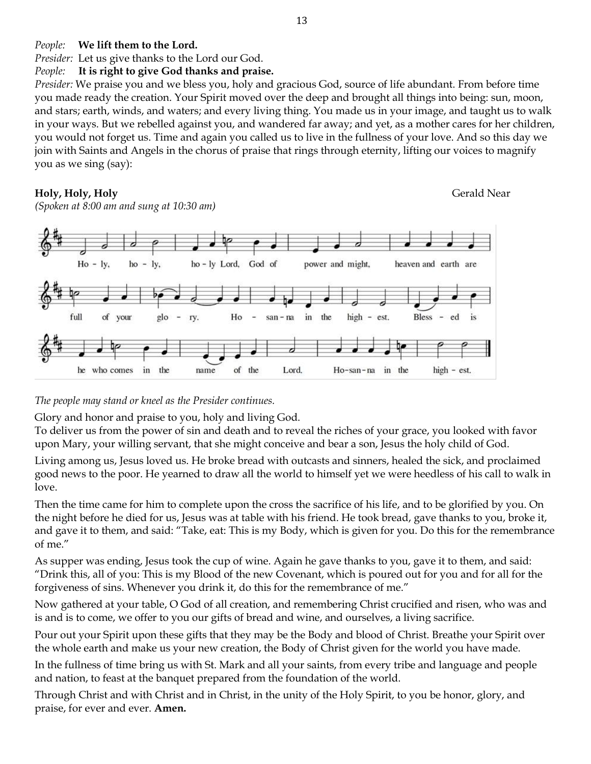*People:* **We lift them to the Lord.**

*Presider:* Let us give thanks to the Lord our God.

*People:* **It is right to give God thanks and praise.**

*Presider:* We praise you and we bless you, holy and gracious God, source of life abundant. From before time you made ready the creation. Your Spirit moved over the deep and brought all things into being: sun, moon, and stars; earth, winds, and waters; and every living thing. You made us in your image, and taught us to walk in your ways. But we rebelled against you, and wandered far away; and yet, as a mother cares for her children, you would not forget us. Time and again you called us to live in the fullness of your love. And so this day we join with Saints and Angels in the chorus of praise that rings through eternity, lifting our voices to magnify you as we sing (say):

**Holy, Holy, Holy** Gerald Near

*(Spoken at 8:00 am and sung at 10:30 am)*

Ho - ly, ho - ly, ho - ly Lord, God of power and might, heaven and earth are full of your glo - ry. Ho - san - na in the high - est. Bless - ed is he who comes in the name of the Lord. Ho - san - na in the high - est.

*The people may stand or kneel as the Presider continues.*

Glory and honor and praise to you, holy and living God.

To deliver us from the power of sin and death and to reveal the riches of your grace, you looked with favor upon Mary, your willing servant, that she might conceive and bear a son, Jesus the holy child of God.

Living among us, Jesus loved us. He broke bread with outcasts and sinners, healed the sick, and proclaimed good news to the poor. He yearned to draw all the world to himself yet we were heedless of his call to walk in love.

Then the time came for him to complete upon the cross the sacrifice of his life, and to be glorified by you. On the night before he died for us, Jesus was at table with his friend. He took bread, gave thanks to you, broke it, and gave it to them, and said: "Take, eat: This is my Body, which is given for you. Do this for the remembrance of me."

As supper was ending, Jesus took the cup of wine. Again he gave thanks to you, gave it to them, and said: "Drink this, all of you: This is my Blood of the new Covenant, which is poured out for you and for all for the forgiveness of sins. Whenever you drink it, do this for the remembrance of me."

Now gathered at your table, O God of all creation, and remembering Christ crucified and risen, who was and is and is to come, we offer to you our gifts of bread and wine, and ourselves, a living sacrifice.

Pour out your Spirit upon these gifts that they may be the Body and blood of Christ. Breathe your Spirit over the whole earth and make us your new creation, the Body of Christ given for the world you have made.

In the fullness of time bring us with St. Mark and all your saints, from every tribe and language and people and nation, to feast at the banquet prepared from the foundation of the world.

Through Christ and with Christ and in Christ, in the unity of the Holy Spirit, to you be honor, glory, and praise, for ever and ever. **Amen.**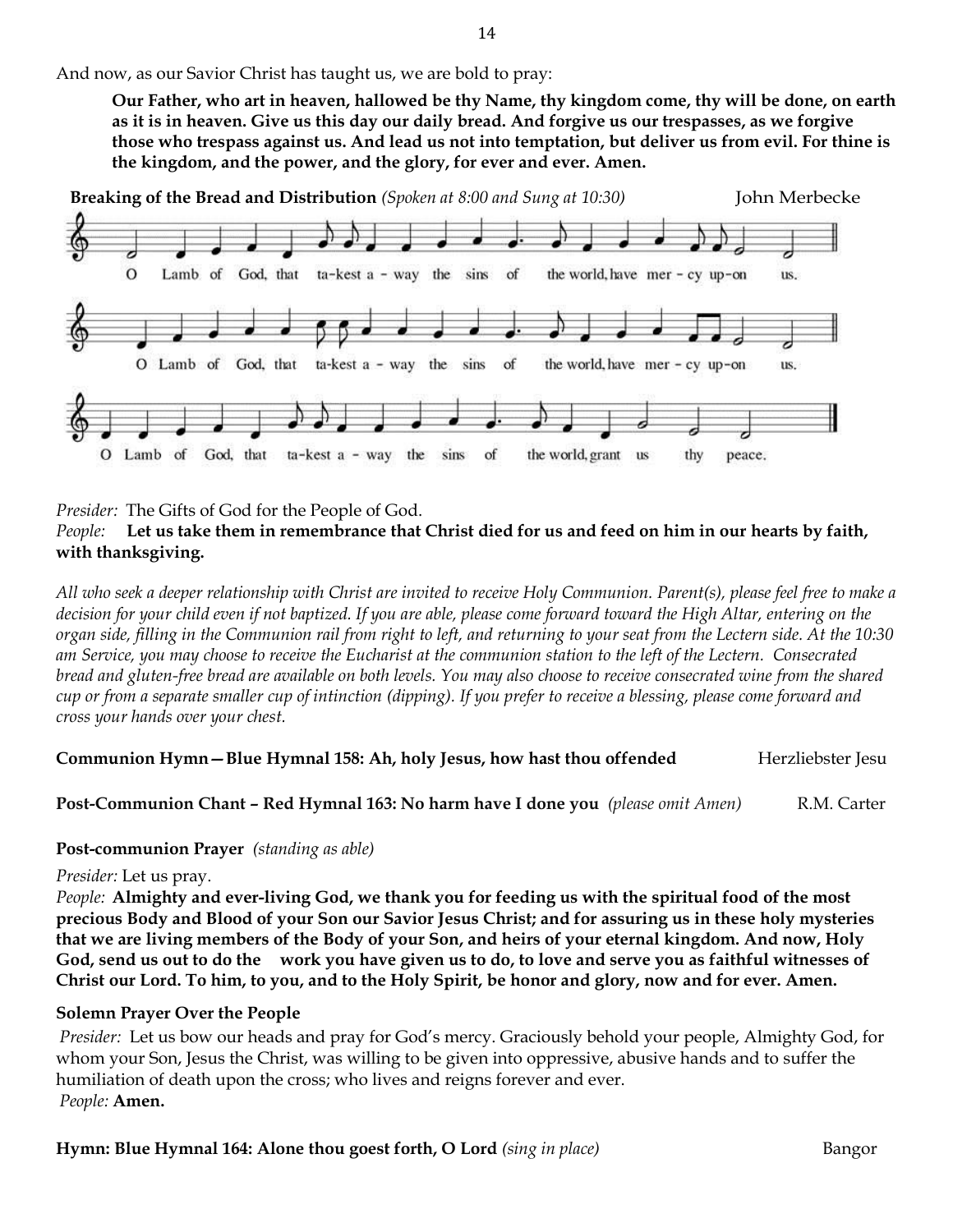And now, as our Savior Christ has taught us, we are bold to pray:

**Our Father, who art in heaven, hallowed be thy Name, thy kingdom come, thy will be done, on earth as it is in heaven. Give us this day our daily bread. And forgive us our trespasses, as we forgive those who trespass against us. And lead us not into temptation, but deliver us from evil. For thine is the kingdom, and the power, and the glory, for ever and ever. Amen.**

**Breaking of the Bread and Distribution** *(Spoken at 8:00 and Sung at 10:30)* John Merbecke

O Lamb of God, that ta-kest a - way the sins of the world, have mer - cy up-on us.

O Lamb of God, that ta-kest a - way the sins of the world, have mer - cy up-on us.

O Lamb of God, that ta-kest a - way the sins of the world, grant us thy peace.

*Presider:* The Gifts of God for the People of God.
*People:* **Let us take them in remembrance that Christ died for us and feed on him in our hearts by faith, with thanksgiving.**

*All who seek a deeper relationship with Christ are invited to receive Holy Communion. Parent(s), please feel free to make a decision for your child even if not baptized. If you are able, please come forward toward the High Altar, entering on the organ side, filling in the Communion rail from right to left, and returning to your seat from the Lectern side. At the 10:30 am Service, you may choose to receive the Eucharist at the communion station to the left of the Lectern. Consecrated bread and gluten-free bread are available on both levels. You may also choose to receive consecrated wine from the shared cup or from a separate smaller cup of intinction (dipping). If you prefer to receive a blessing, please come forward and cross your hands over your chest.*

**Communion Hymn—Blue Hymnal 158: Ah, holy Jesus, how hast thou offended** Herzliebster Jesu

**Post-Communion Chant – Red Hymnal 163: No harm have I done you** *(please omit Amen)* R.M. Carter

**Post-communion Prayer** *(standing as able)*

*Presider:* Let us pray.
*People:* **Almighty and ever-living God, we thank you for feeding us with the spiritual food of the most precious Body and Blood of your Son our Savior Jesus Christ; and for assuring us in these holy mysteries that we are living members of the Body of your Son, and heirs of your eternal kingdom. And now, Holy God, send us out to do the work you have given us to do, to love and serve you as faithful witnesses of Christ our Lord. To him, to you, and to the Holy Spirit, be honor and glory, now and for ever. Amen.**

**Solemn Prayer Over the People**

*Presider:* Let us bow our heads and pray for God's mercy. Graciously behold your people, Almighty God, for whom your Son, Jesus the Christ, was willing to be given into oppressive, abusive hands and to suffer the humiliation of death upon the cross; who lives and reigns forever and ever.
*People:* **Amen.**

**Hymn: Blue Hymnal 164: Alone thou goest forth, O Lord** *(sing in place)* Bangor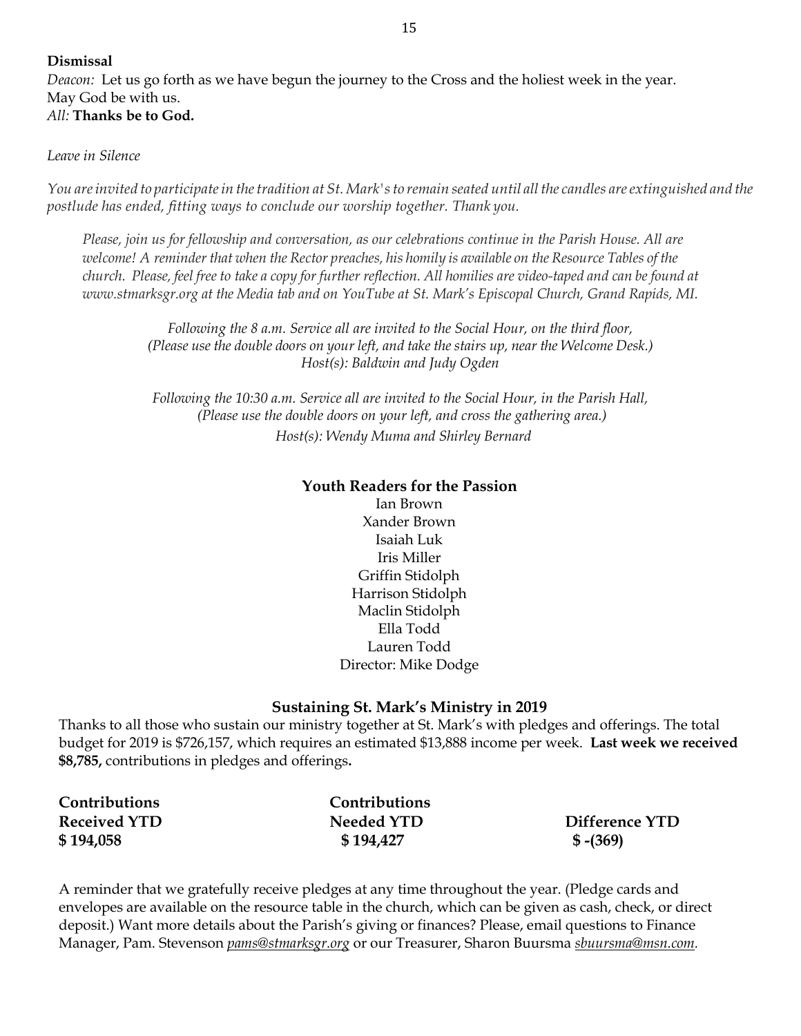**Dismissal**

*Deacon:* Let us go forth as we have begun the journey to the Cross and the holiest week in the year. May God be with us.
*All:* **Thanks be to God.**

*Leave in Silence*

*You are invited to participate in the tradition at St. Mark's to remain seated until all the candles are extinguished and the postlude has ended, fitting ways to conclude our worship together. Thank you.*

*Please, join us for fellowship and conversation, as our celebrations continue in the Parish House. All are welcome! A reminder that when the Rector preaches, his homily is available on the Resource Tables of the church. Please, feel free to take a copy for further reflection. All homilies are video-taped and can be found at www.stmarksgr.org at the Media tab and on YouTube at St. Mark's Episcopal Church, Grand Rapids, MI.*

*Following the 8 a.m. Service all are invited to the Social Hour, on the third floor, (Please use the double doors on your left, and take the stairs up, near the Welcome Desk.) Host(s): Baldwin and Judy Ogden*

*Following the 10:30 a.m. Service all are invited to the Social Hour, in the Parish Hall, (Please use the double doors on your left, and cross the gathering area.) Host(s): Wendy Muma and Shirley Bernard*

**Youth Readers for the Passion**

Ian Brown
Xander Brown
Isaiah Luk
Iris Miller
Griffin Stidolph
Harrison Stidolph
Maclin Stidolph
Ella Todd
Lauren Todd
Director: Mike Dodge

**Sustaining St. Mark's Ministry in 2019**

Thanks to all those who sustain our ministry together at St. Mark's with pledges and offerings. The total budget for 2019 is $726,157, which requires an estimated $13,888 income per week. **Last week we received $8,785,** contributions in pledges and offerings**.**

| Contributions Received YTD | Contributions Needed YTD | Difference YTD |
|---|---|---|
| **$ 194,058** | **$ 194,427** | **$ -(369)** |

A reminder that we gratefully receive pledges at any time throughout the year. (Pledge cards and envelopes are available on the resource table in the church, which can be given as cash, check, or direct deposit.) Want more details about the Parish's giving or finances? Please, email questions to Finance Manager, Pam. Stevenson *pams@stmarksgr.org* or our Treasurer, Sharon Buursma *sbuursma@msn.com.*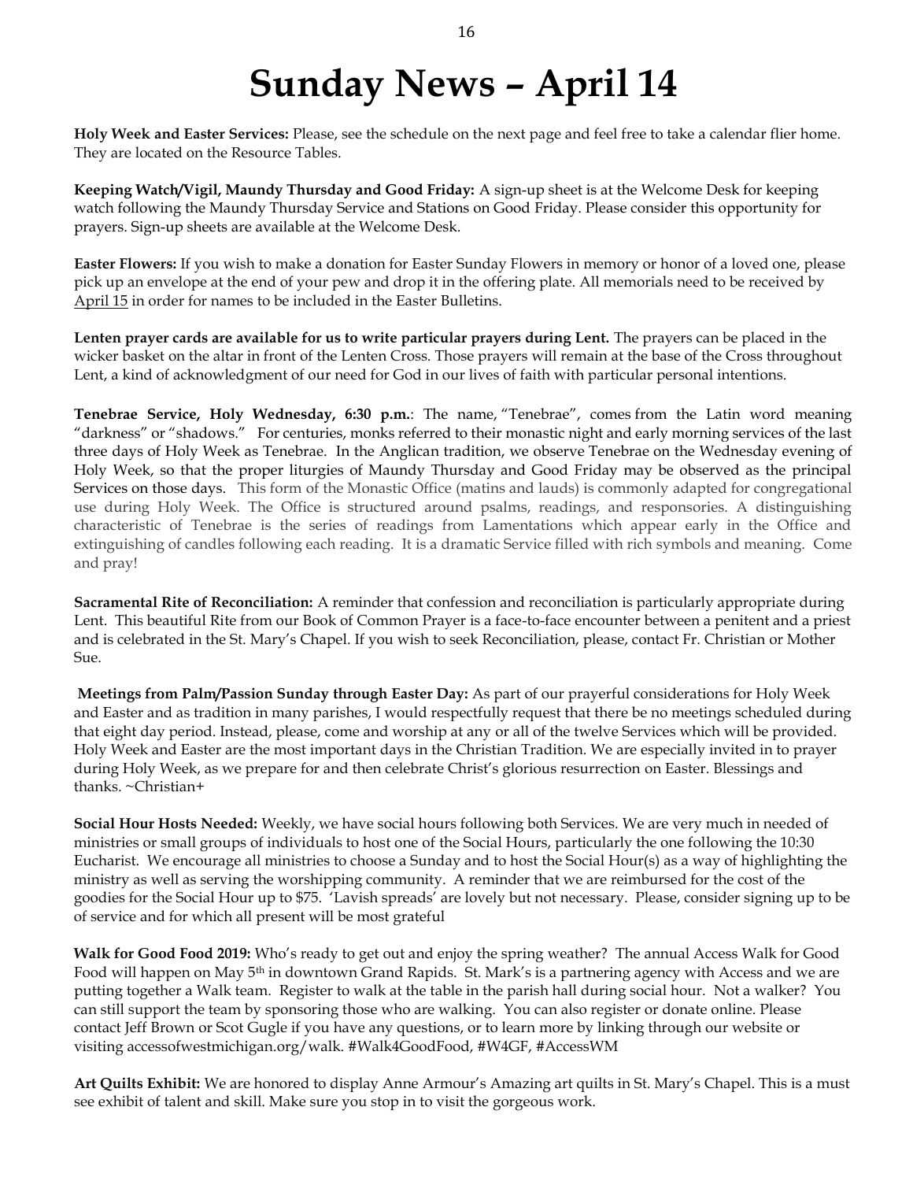# Sunday News – April 14

**Holy Week and Easter Services:** Please, see the schedule on the next page and feel free to take a calendar flier home. They are located on the Resource Tables.

**Keeping Watch/Vigil, Maundy Thursday and Good Friday:** A sign-up sheet is at the Welcome Desk for keeping watch following the Maundy Thursday Service and Stations on Good Friday. Please consider this opportunity for prayers. Sign-up sheets are available at the Welcome Desk.

**Easter Flowers:** If you wish to make a donation for Easter Sunday Flowers in memory or honor of a loved one, please pick up an envelope at the end of your pew and drop it in the offering plate. All memorials need to be received by April 15 in order for names to be included in the Easter Bulletins.

**Lenten prayer cards are available for us to write particular prayers during Lent.** The prayers can be placed in the wicker basket on the altar in front of the Lenten Cross. Those prayers will remain at the base of the Cross throughout Lent, a kind of acknowledgment of our need for God in our lives of faith with particular personal intentions.

**Tenebrae Service, Holy Wednesday, 6:30 p.m.**: The name, "Tenebrae", comes from the Latin word meaning "darkness" or "shadows." For centuries, monks referred to their monastic night and early morning services of the last three days of Holy Week as Tenebrae. In the Anglican tradition, we observe Tenebrae on the Wednesday evening of Holy Week, so that the proper liturgies of Maundy Thursday and Good Friday may be observed as the principal Services on those days. This form of the Monastic Office (matins and lauds) is commonly adapted for congregational use during Holy Week. The Office is structured around psalms, readings, and responsories. A distinguishing characteristic of Tenebrae is the series of readings from Lamentations which appear early in the Office and extinguishing of candles following each reading. It is a dramatic Service filled with rich symbols and meaning. Come and pray!

**Sacramental Rite of Reconciliation:** A reminder that confession and reconciliation is particularly appropriate during Lent. This beautiful Rite from our Book of Common Prayer is a face-to-face encounter between a penitent and a priest and is celebrated in the St. Mary's Chapel. If you wish to seek Reconciliation, please, contact Fr. Christian or Mother Sue.

**Meetings from Palm/Passion Sunday through Easter Day:** As part of our prayerful considerations for Holy Week and Easter and as tradition in many parishes, I would respectfully request that there be no meetings scheduled during that eight day period. Instead, please, come and worship at any or all of the twelve Services which will be provided. Holy Week and Easter are the most important days in the Christian Tradition. We are especially invited in to prayer during Holy Week, as we prepare for and then celebrate Christ's glorious resurrection on Easter. Blessings and thanks. ~Christian+

**Social Hour Hosts Needed:** Weekly, we have social hours following both Services. We are very much in needed of ministries or small groups of individuals to host one of the Social Hours, particularly the one following the 10:30 Eucharist. We encourage all ministries to choose a Sunday and to host the Social Hour(s) as a way of highlighting the ministry as well as serving the worshipping community. A reminder that we are reimbursed for the cost of the goodies for the Social Hour up to $75. 'Lavish spreads' are lovely but not necessary. Please, consider signing up to be of service and for which all present will be most grateful

**Walk for Good Food 2019:** Who's ready to get out and enjoy the spring weather? The annual Access Walk for Good Food will happen on May 5th in downtown Grand Rapids. St. Mark's is a partnering agency with Access and we are putting together a Walk team. Register to walk at the table in the parish hall during social hour. Not a walker? You can still support the team by sponsoring those who are walking. You can also register or donate online. Please contact Jeff Brown or Scot Gugle if you have any questions, or to learn more by linking through our website or visiting accessofwestmichigan.org/walk. #Walk4GoodFood, #W4GF, #AccessWM

**Art Quilts Exhibit:** We are honored to display Anne Armour's Amazing art quilts in St. Mary's Chapel. This is a must see exhibit of talent and skill. Make sure you stop in to visit the gorgeous work.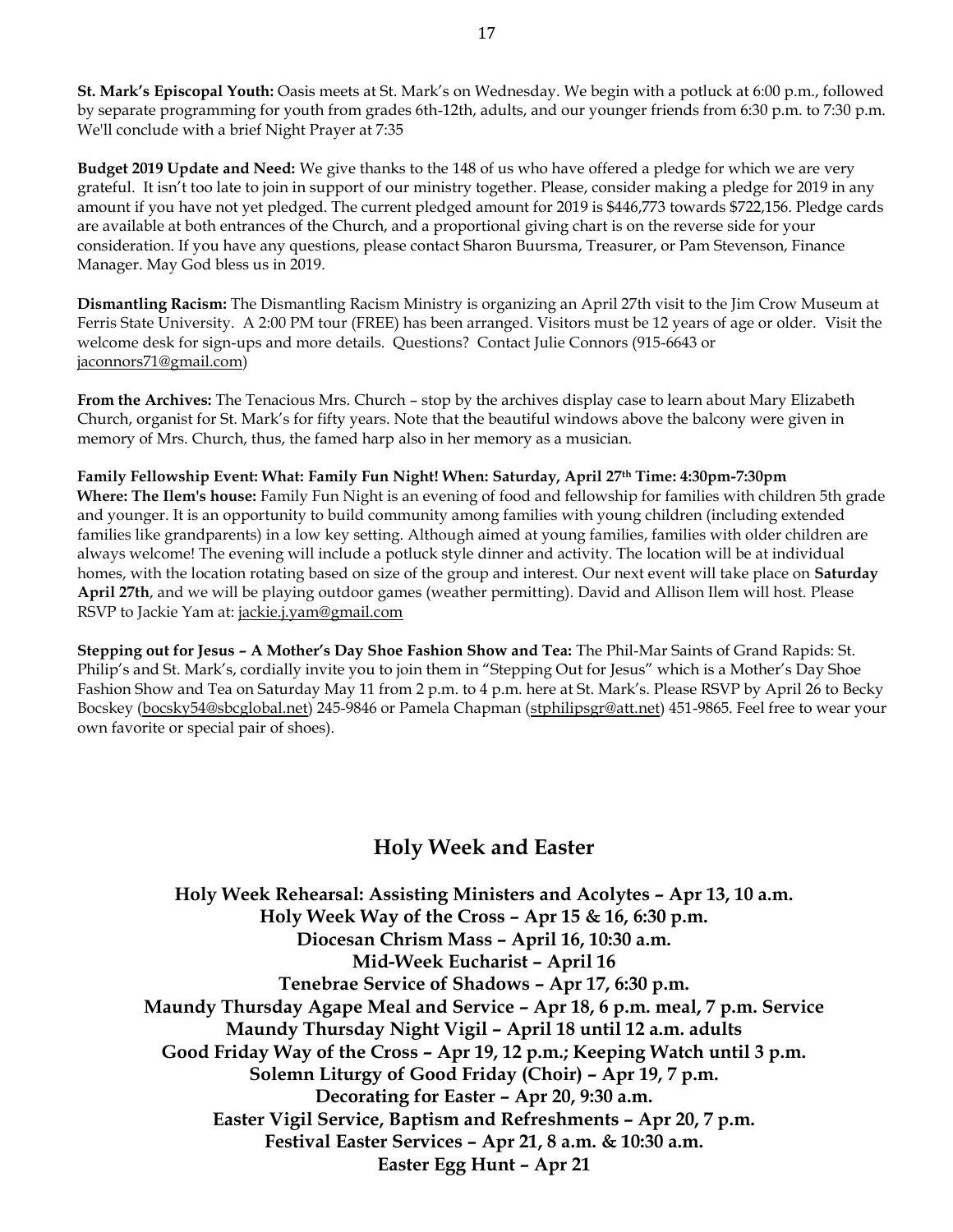**St. Mark's Episcopal Youth:** Oasis meets at St. Mark's on Wednesday. We begin with a potluck at 6:00 p.m., followed by separate programming for youth from grades 6th-12th, adults, and our younger friends from 6:30 p.m. to 7:30 p.m. We'll conclude with a brief Night Prayer at 7:35

**Budget 2019 Update and Need:** We give thanks to the 148 of us who have offered a pledge for which we are very grateful. It isn't too late to join in support of our ministry together. Please, consider making a pledge for 2019 in any amount if you have not yet pledged. The current pledged amount for 2019 is $446,773 towards $722,156. Pledge cards are available at both entrances of the Church, and a proportional giving chart is on the reverse side for your consideration. If you have any questions, please contact Sharon Buursma, Treasurer, or Pam Stevenson, Finance Manager. May God bless us in 2019.

**Dismantling Racism:** The Dismantling Racism Ministry is organizing an April 27th visit to the Jim Crow Museum at Ferris State University. A 2:00 PM tour (FREE) has been arranged. Visitors must be 12 years of age or older. Visit the welcome desk for sign-ups and more details. Questions? Contact Julie Connors (915-6643 or jaconnors71@gmail.com)

**From the Archives:** The Tenacious Mrs. Church – stop by the archives display case to learn about Mary Elizabeth Church, organist for St. Mark's for fifty years. Note that the beautiful windows above the balcony were given in memory of Mrs. Church, thus, the famed harp also in her memory as a musician.

**Family Fellowship Event: What: Family Fun Night! When: Saturday, April 27th Time: 4:30pm-7:30pm Where: The Ilem's house:** Family Fun Night is an evening of food and fellowship for families with children 5th grade and younger. It is an opportunity to build community among families with young children (including extended families like grandparents) in a low key setting. Although aimed at young families, families with older children are always welcome! The evening will include a potluck style dinner and activity. The location will be at individual homes, with the location rotating based on size of the group and interest. Our next event will take place on **Saturday April 27th**, and we will be playing outdoor games (weather permitting). David and Allison Ilem will host. Please RSVP to Jackie Yam at: jackie.j.yam@gmail.com

**Stepping out for Jesus – A Mother's Day Shoe Fashion Show and Tea:** The Phil-Mar Saints of Grand Rapids: St. Philip's and St. Mark's, cordially invite you to join them in "Stepping Out for Jesus" which is a Mother's Day Shoe Fashion Show and Tea on Saturday May 11 from 2 p.m. to 4 p.m. here at St. Mark's. Please RSVP by April 26 to Becky Bocskey (bocsky54@sbcglobal.net) 245-9846 or Pamela Chapman (stphilipsgr@att.net) 451-9865. Feel free to wear your own favorite or special pair of shoes).

## Holy Week and Easter

**Holy Week Rehearsal: Assisting Ministers and Acolytes – Apr 13, 10 a.m.**
**Holy Week Way of the Cross – Apr 15 & 16, 6:30 p.m.**
**Diocesan Chrism Mass – April 16, 10:30 a.m.**
**Mid-Week Eucharist – April 16**
**Tenebrae Service of Shadows – Apr 17, 6:30 p.m.**
**Maundy Thursday Agape Meal and Service – Apr 18, 6 p.m. meal, 7 p.m. Service**
**Maundy Thursday Night Vigil – April 18 until 12 a.m. adults**
**Good Friday Way of the Cross – Apr 19, 12 p.m.; Keeping Watch until 3 p.m.**
**Solemn Liturgy of Good Friday (Choir) – Apr 19, 7 p.m.**
**Decorating for Easter – Apr 20, 9:30 a.m.**
**Easter Vigil Service, Baptism and Refreshments – Apr 20, 7 p.m.**
**Festival Easter Services – Apr 21, 8 a.m. & 10:30 a.m.**
**Easter Egg Hunt – Apr 21**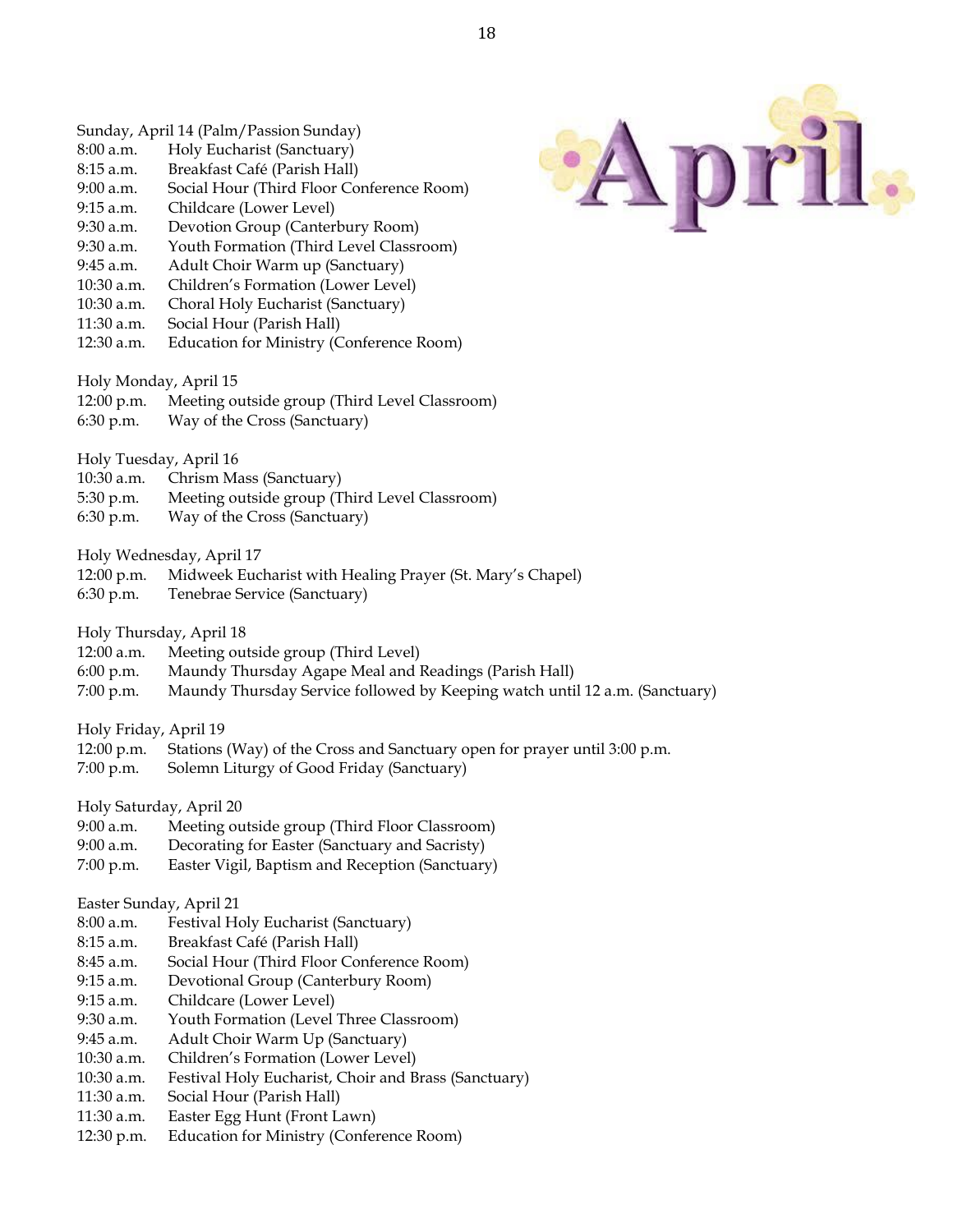April

Sunday, April 14 (Palm/Passion Sunday)
8:00 a.m. Holy Eucharist (Sanctuary)
8:15 a.m. Breakfast Café (Parish Hall)
9:00 a.m. Social Hour (Third Floor Conference Room)
9:15 a.m. Childcare (Lower Level)
9:30 a.m. Devotion Group (Canterbury Room)
9:30 a.m. Youth Formation (Third Level Classroom)
9:45 a.m. Adult Choir Warm up (Sanctuary)
10:30 a.m. Children's Formation (Lower Level)
10:30 a.m. Choral Holy Eucharist (Sanctuary)
11:30 a.m. Social Hour (Parish Hall)
12:30 a.m. Education for Ministry (Conference Room)

Holy Monday, April 15
12:00 p.m. Meeting outside group (Third Level Classroom)
6:30 p.m. Way of the Cross (Sanctuary)

Holy Tuesday, April 16
10:30 a.m. Chrism Mass (Sanctuary)
5:30 p.m. Meeting outside group (Third Level Classroom)
6:30 p.m. Way of the Cross (Sanctuary)

Holy Wednesday, April 17
12:00 p.m. Midweek Eucharist with Healing Prayer (St. Mary's Chapel)
6:30 p.m. Tenebrae Service (Sanctuary)

Holy Thursday, April 18
12:00 a.m. Meeting outside group (Third Level)
6:00 p.m. Maundy Thursday Agape Meal and Readings (Parish Hall)
7:00 p.m. Maundy Thursday Service followed by Keeping watch until 12 a.m. (Sanctuary)

Holy Friday, April 19
12:00 p.m. Stations (Way) of the Cross and Sanctuary open for prayer until 3:00 p.m.
7:00 p.m. Solemn Liturgy of Good Friday (Sanctuary)

Holy Saturday, April 20
9:00 a.m. Meeting outside group (Third Floor Classroom)
9:00 a.m. Decorating for Easter (Sanctuary and Sacristy)
7:00 p.m. Easter Vigil, Baptism and Reception (Sanctuary)

Easter Sunday, April 21
8:00 a.m. Festival Holy Eucharist (Sanctuary)
8:15 a.m. Breakfast Café (Parish Hall)
8:45 a.m. Social Hour (Third Floor Conference Room)
9:15 a.m. Devotional Group (Canterbury Room)
9:15 a.m. Childcare (Lower Level)
9:30 a.m. Youth Formation (Level Three Classroom)
9:45 a.m. Adult Choir Warm Up (Sanctuary)
10:30 a.m. Children's Formation (Lower Level)
10:30 a.m. Festival Holy Eucharist, Choir and Brass (Sanctuary)
11:30 a.m. Social Hour (Parish Hall)
11:30 a.m. Easter Egg Hunt (Front Lawn)
12:30 p.m. Education for Ministry (Conference Room)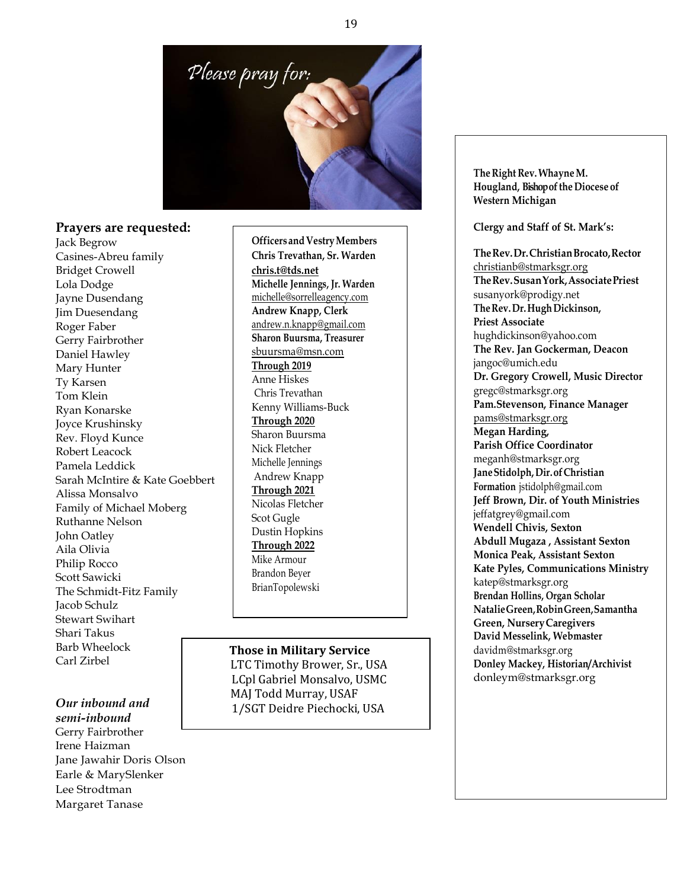Please pray for:

## Prayers are requested:

Jack Begrow
Casines-Abreu family
Bridget Crowell
Lola Dodge
Jayne Dusendang
Jim Duesendang
Roger Faber
Gerry Fairbrother
Daniel Hawley
Mary Hunter
Ty Karsen
Tom Klein
Ryan Konarske
Joyce Krushinsky
Rev. Floyd Kunce
Robert Leacock
Pamela Leddick
Sarah McIntire & Kate Goebbert
Alissa Monsalvo
Family of Michael Moberg
Ruthanne Nelson
John Oatley
Aila Olivia
Philip Rocco
Scott Sawicki
The Schmidt-Fitz Family
Jacob Schulz
Stewart Swihart
Shari Takus
Barb Wheelock
Carl Zirbel

### *Our inbound and semi-inbound*

Gerry Fairbrother
Irene Haizman
Jane Jawahir Doris Olson
Earle & MarySlenker
Lee Strodtman
Margaret Tanase

**Officers and Vestry Members**
**Chris Trevathan, Sr. Warden**
**chris.t@tds.net**
**Michelle Jennings, Jr. Warden**
michelle@sorrelleagency.com
**Andrew Knapp, Clerk**
andrew.n.knapp@gmail.com
**Sharon Buursma, Treasurer**
sbuursma@msn.com

**Through 2019**
Anne Hiskes
Chris Trevathan
Kenny Williams-Buck

**Through 2020**
Sharon Buursma
Nick Fletcher
Michelle Jennings
Andrew Knapp

**Through 2021**
Nicolas Fletcher
Scot Gugle
Dustin Hopkins

**Through 2022**
Mike Armour
Brandon Beyer
BrianTopolewski

### Those in Military Service

LTC Timothy Brower, Sr., USA
LCpl Gabriel Monsalvo, USMC
MAJ Todd Murray, USAF
1/SGT Deidre Piechocki, USA

**The Right Rev. Whayne M. Hougland, Bishop of the Diocese of Western Michigan**

**Clergy and Staff of St. Mark's:**

**The Rev. Dr. Christian Brocato, Rector**
christianb@stmarksgr.org
**The Rev. Susan York, Associate Priest**
susanyork@prodigy.net
**The Rev. Dr. Hugh Dickinson, Priest Associate**
hughdickinson@yahoo.com
**The Rev. Jan Gockerman, Deacon**
jangoc@umich.edu
**Dr. Gregory Crowell, Music Director**
gregc@stmarksgr.org
**Pam.Stevenson, Finance Manager**
pams@stmarksgr.org
**Megan Harding, Parish Office Coordinator**
meganh@stmarksgr.org
**Jane Stidolph, Dir. of Christian Formation** jstidolph@gmail.com
**Jeff Brown, Dir. of Youth Ministries**
jeffatgrey@gmail.com
**Wendell Chivis, Sexton**
**Abdull Mugaza , Assistant Sexton**
**Monica Peak, Assistant Sexton**
**Kate Pyles, Communications Ministry**
katep@stmarksgr.org
**Brendan Hollins, Organ Scholar**
**Natalie Green, Robin Green, Samantha Green, Nursery Caregivers**
**David Messelink, Webmaster**
davidm@stmarksgr.org
**Donley Mackey, Historian/Archivist**
donleym@stmarksgr.org